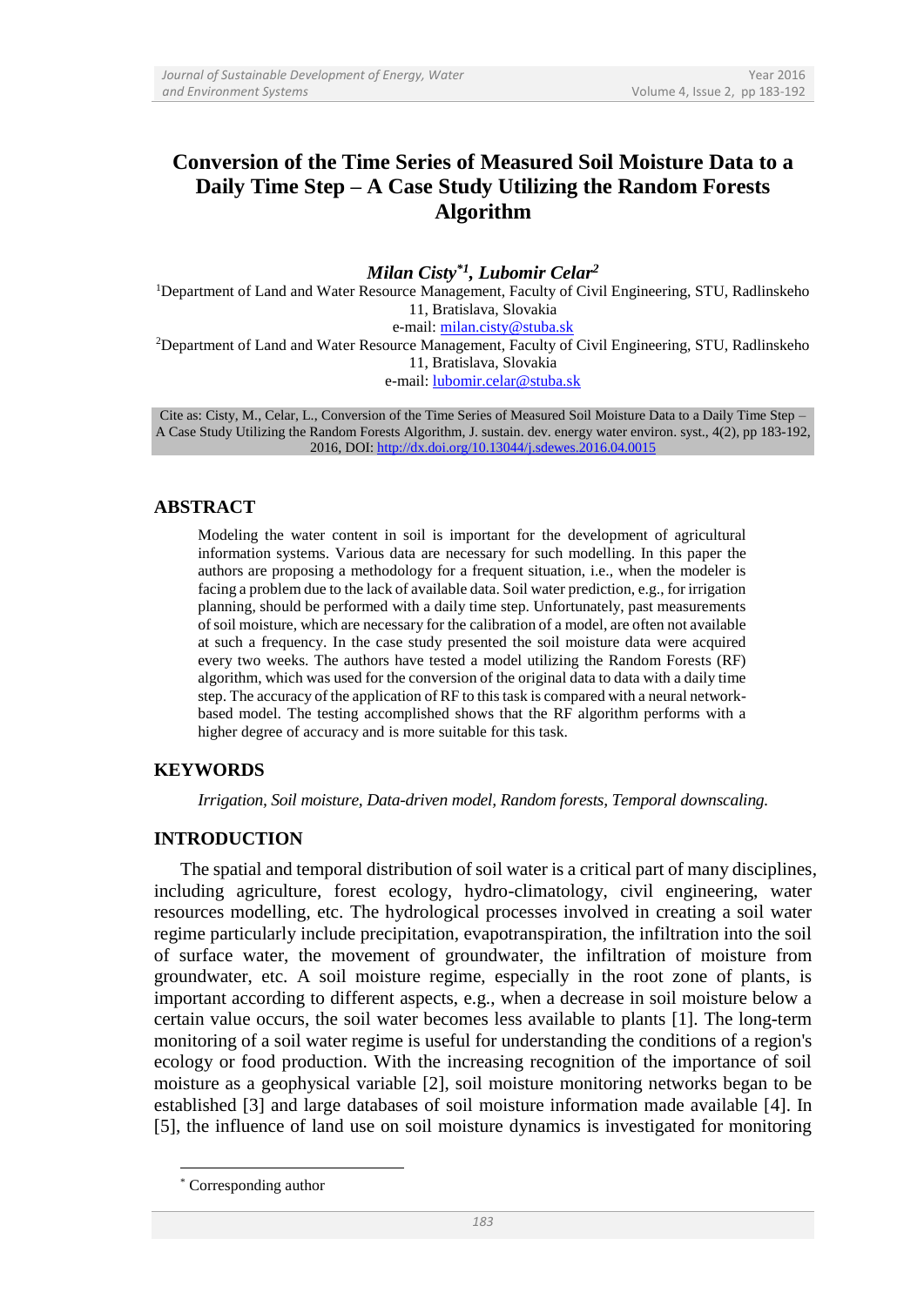# Conversion of the Time Series of Measured Soil Moisture Data to a Daily Time Step – A Case Study Utilizing the Random Forests Algorithm

***Milan Cisty*[1], Lubomir Celar[2]***

[1]Department of Land and Water Resource Management, Faculty of Civil Engineering, STU, Radlinskeho 11, Bratislava, Slovakia
e-mail: milan.cisty@stuba.sk

[2]Department of Land and Water Resource Management, Faculty of Civil Engineering, STU, Radlinskeho 11, Bratislava, Slovakia
e-mail: lubomir.celar@stuba.sk

Cite as: Cisty, M., Celar, L., Conversion of the Time Series of Measured Soil Moisture Data to a Daily Time Step – A Case Study Utilizing the Random Forests Algorithm, J. sustain. dev. energy water environ. syst., 4(2), pp 183-192, 2016, DOI: http://dx.doi.org/10.13044/j.sdewes.2016.04.0015

## ABSTRACT

Modeling the water content in soil is important for the development of agricultural information systems. Various data are necessary for such modelling. In this paper the authors are proposing a methodology for a frequent situation, i.e., when the modeler is facing a problem due to the lack of available data. Soil water prediction, e.g., for irrigation planning, should be performed with a daily time step. Unfortunately, past measurements of soil moisture, which are necessary for the calibration of a model, are often not available at such a frequency. In the case study presented the soil moisture data were acquired every two weeks. The authors have tested a model utilizing the Random Forests (RF) algorithm, which was used for the conversion of the original data to data with a daily time step. The accuracy of the application of RF to this task is compared with a neural network-based model. The testing accomplished shows that the RF algorithm performs with a higher degree of accuracy and is more suitable for this task.

## KEYWORDS

*Irrigation, Soil moisture, Data-driven model, Random forests, Temporal downscaling.*

## INTRODUCTION

The spatial and temporal distribution of soil water is a critical part of many disciplines, including agriculture, forest ecology, hydro-climatology, civil engineering, water resources modelling, etc. The hydrological processes involved in creating a soil water regime particularly include precipitation, evapotranspiration, the infiltration into the soil of surface water, the movement of groundwater, the infiltration of moisture from groundwater, etc. A soil moisture regime, especially in the root zone of plants, is important according to different aspects, e.g., when a decrease in soil moisture below a certain value occurs, the soil water becomes less available to plants [1]. The long-term monitoring of a soil water regime is useful for understanding the conditions of a region's ecology or food production. With the increasing recognition of the importance of soil moisture as a geophysical variable [2], soil moisture monitoring networks began to be established [3] and large databases of soil moisture information made available [4]. In [5], the influence of land use on soil moisture dynamics is investigated for monitoring

* Corresponding author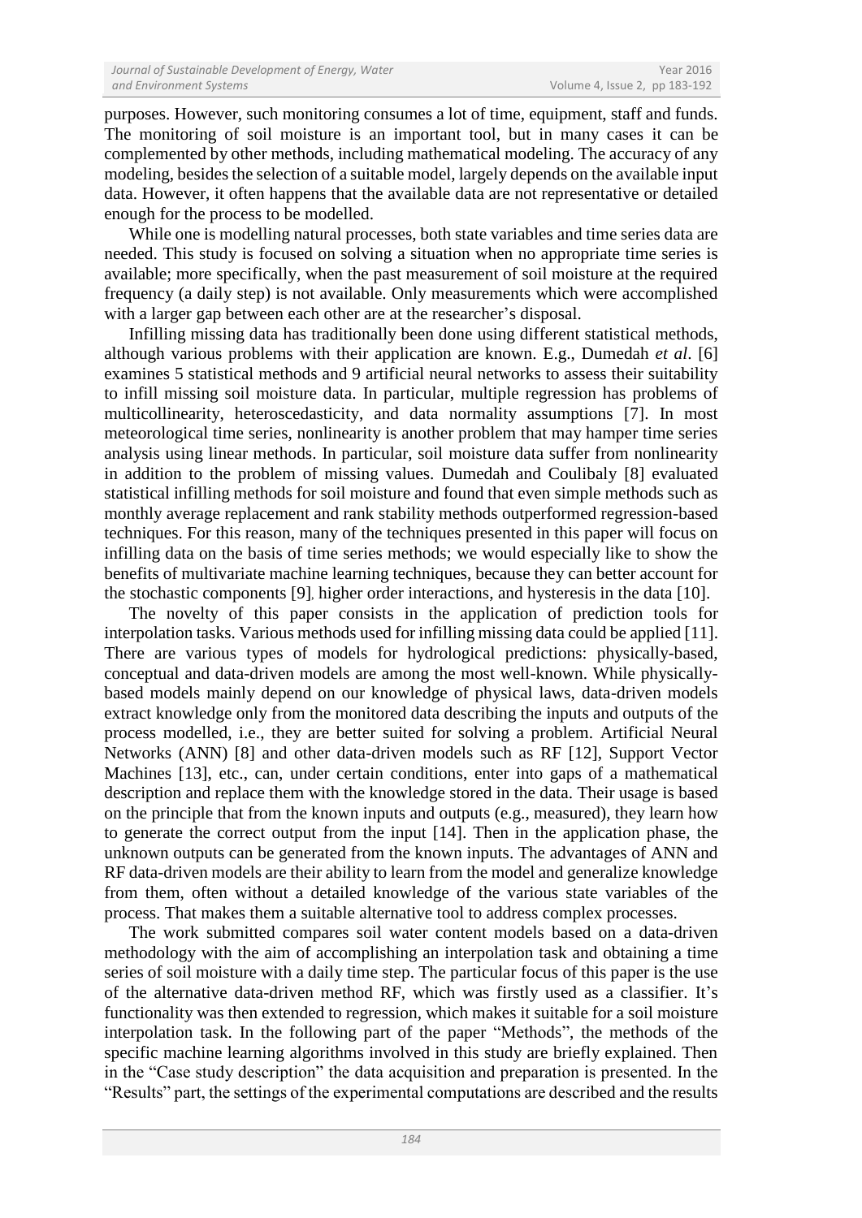purposes. However, such monitoring consumes a lot of time, equipment, staff and funds. The monitoring of soil moisture is an important tool, but in many cases it can be complemented by other methods, including mathematical modeling. The accuracy of any modeling, besides the selection of a suitable model, largely depends on the available input data. However, it often happens that the available data are not representative or detailed enough for the process to be modelled.

While one is modelling natural processes, both state variables and time series data are needed. This study is focused on solving a situation when no appropriate time series is available; more specifically, when the past measurement of soil moisture at the required frequency (a daily step) is not available. Only measurements which were accomplished with a larger gap between each other are at the researcher's disposal.

Infilling missing data has traditionally been done using different statistical methods, although various problems with their application are known. E.g., Dumedah *et al*. [6] examines 5 statistical methods and 9 artificial neural networks to assess their suitability to infill missing soil moisture data. In particular, multiple regression has problems of multicollinearity, heteroscedasticity, and data normality assumptions [7]. In most meteorological time series, nonlinearity is another problem that may hamper time series analysis using linear methods. In particular, soil moisture data suffer from nonlinearity in addition to the problem of missing values. Dumedah and Coulibaly [8] evaluated statistical infilling methods for soil moisture and found that even simple methods such as monthly average replacement and rank stability methods outperformed regression-based techniques. For this reason, many of the techniques presented in this paper will focus on infilling data on the basis of time series methods; we would especially like to show the benefits of multivariate machine learning techniques, because they can better account for the stochastic components [9], higher order interactions, and hysteresis in the data [10].

The novelty of this paper consists in the application of prediction tools for interpolation tasks. Various methods used for infilling missing data could be applied [11]. There are various types of models for hydrological predictions: physically-based, conceptual and data-driven models are among the most well-known. While physically-based models mainly depend on our knowledge of physical laws, data-driven models extract knowledge only from the monitored data describing the inputs and outputs of the process modelled, i.e., they are better suited for solving a problem. Artificial Neural Networks (ANN) [8] and other data-driven models such as RF [12], Support Vector Machines [13], etc., can, under certain conditions, enter into gaps of a mathematical description and replace them with the knowledge stored in the data. Their usage is based on the principle that from the known inputs and outputs (e.g., measured), they learn how to generate the correct output from the input [14]. Then in the application phase, the unknown outputs can be generated from the known inputs. The advantages of ANN and RF data-driven models are their ability to learn from the model and generalize knowledge from them, often without a detailed knowledge of the various state variables of the process. That makes them a suitable alternative tool to address complex processes.

The work submitted compares soil water content models based on a data-driven methodology with the aim of accomplishing an interpolation task and obtaining a time series of soil moisture with a daily time step. The particular focus of this paper is the use of the alternative data-driven method RF, which was firstly used as a classifier. It's functionality was then extended to regression, which makes it suitable for a soil moisture interpolation task. In the following part of the paper "Methods", the methods of the specific machine learning algorithms involved in this study are briefly explained. Then in the "Case study description" the data acquisition and preparation is presented. In the "Results" part, the settings of the experimental computations are described and the results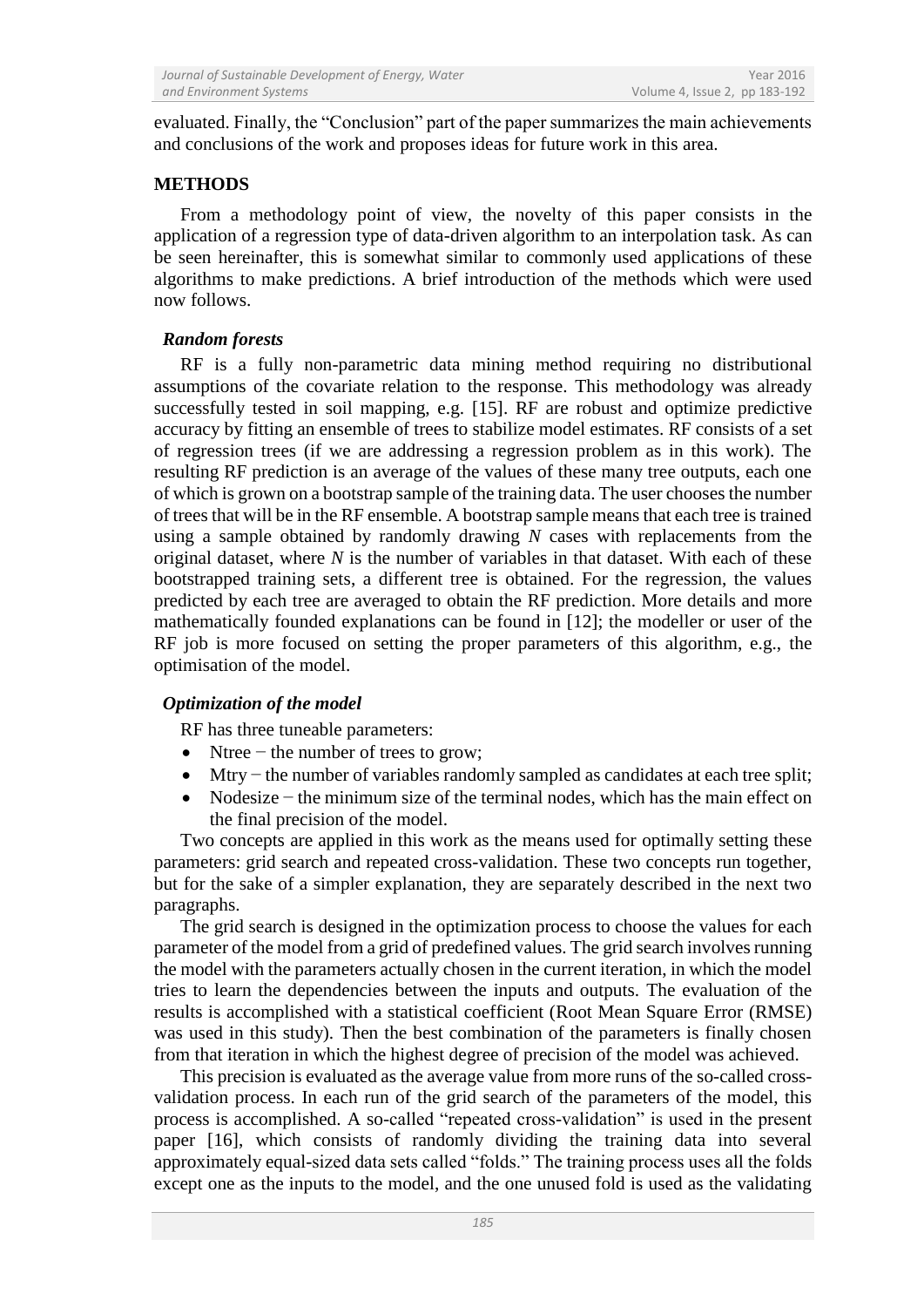evaluated. Finally, the "Conclusion" part of the paper summarizes the main achievements and conclusions of the work and proposes ideas for future work in this area.

## METHODS

From a methodology point of view, the novelty of this paper consists in the application of a regression type of data-driven algorithm to an interpolation task. As can be seen hereinafter, this is somewhat similar to commonly used applications of these algorithms to make predictions. A brief introduction of the methods which were used now follows.

### *Random forests*

RF is a fully non-parametric data mining method requiring no distributional assumptions of the covariate relation to the response. This methodology was already successfully tested in soil mapping, e.g. [15]. RF are robust and optimize predictive accuracy by fitting an ensemble of trees to stabilize model estimates. RF consists of a set of regression trees (if we are addressing a regression problem as in this work). The resulting RF prediction is an average of the values of these many tree outputs, each one of which is grown on a bootstrap sample of the training data. The user chooses the number of trees that will be in the RF ensemble. A bootstrap sample means that each tree is trained using a sample obtained by randomly drawing $N$ cases with replacements from the original dataset, where $N$ is the number of variables in that dataset. With each of these bootstrapped training sets, a different tree is obtained. For the regression, the values predicted by each tree are averaged to obtain the RF prediction. More details and more mathematically founded explanations can be found in [12]; the modeller or user of the RF job is more focused on setting the proper parameters of this algorithm, e.g., the optimisation of the model.

### *Optimization of the model*

RF has three tuneable parameters:

- Ntree − the number of trees to grow;
- Mtry − the number of variables randomly sampled as candidates at each tree split;
- Nodesize − the minimum size of the terminal nodes, which has the main effect on the final precision of the model.

Two concepts are applied in this work as the means used for optimally setting these parameters: grid search and repeated cross-validation. These two concepts run together, but for the sake of a simpler explanation, they are separately described in the next two paragraphs.

The grid search is designed in the optimization process to choose the values for each parameter of the model from a grid of predefined values. The grid search involves running the model with the parameters actually chosen in the current iteration, in which the model tries to learn the dependencies between the inputs and outputs. The evaluation of the results is accomplished with a statistical coefficient (Root Mean Square Error (RMSE) was used in this study). Then the best combination of the parameters is finally chosen from that iteration in which the highest degree of precision of the model was achieved.

This precision is evaluated as the average value from more runs of the so-called cross-validation process. In each run of the grid search of the parameters of the model, this process is accomplished. A so-called "repeated cross-validation" is used in the present paper [16], which consists of randomly dividing the training data into several approximately equal-sized data sets called "folds." The training process uses all the folds except one as the inputs to the model, and the one unused fold is used as the validating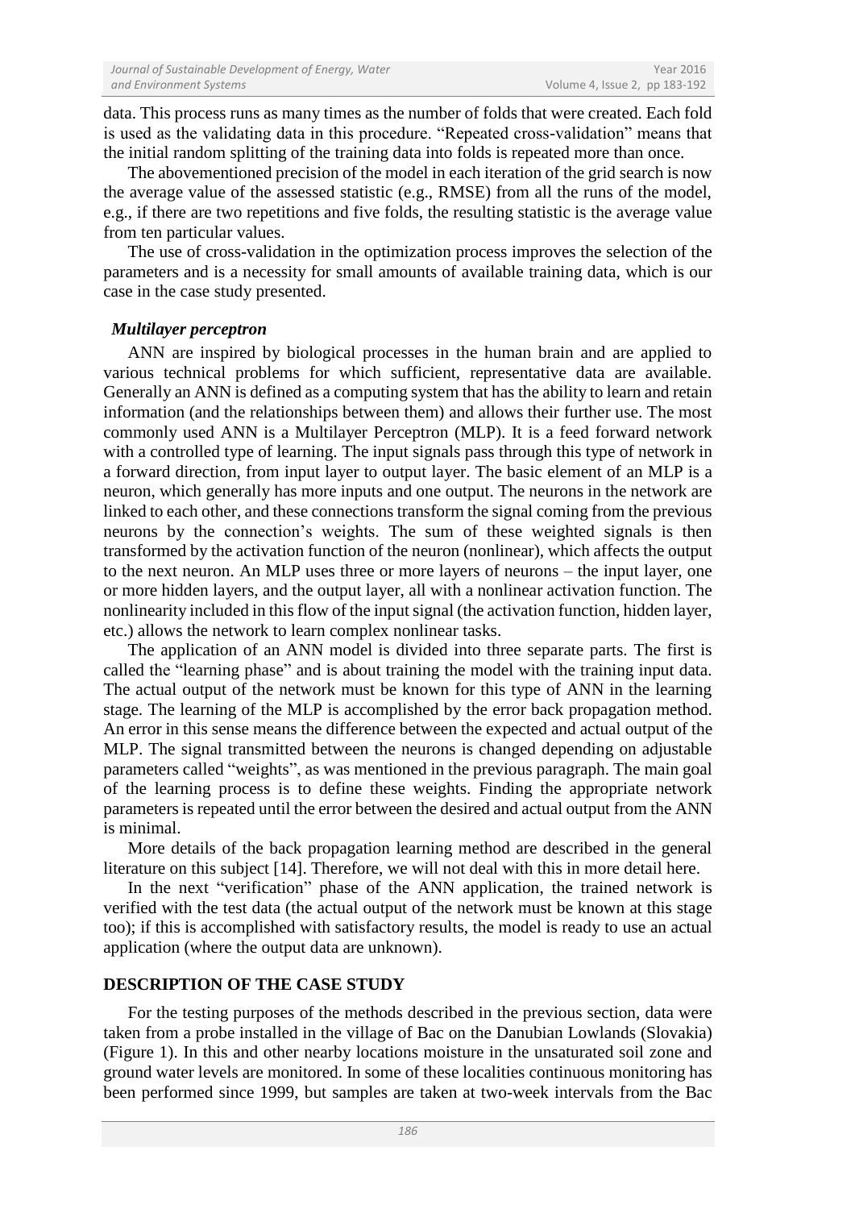data. This process runs as many times as the number of folds that were created. Each fold is used as the validating data in this procedure. "Repeated cross-validation" means that the initial random splitting of the training data into folds is repeated more than once.

The abovementioned precision of the model in each iteration of the grid search is now the average value of the assessed statistic (e.g., RMSE) from all the runs of the model, e.g., if there are two repetitions and five folds, the resulting statistic is the average value from ten particular values.

The use of cross-validation in the optimization process improves the selection of the parameters and is a necessity for small amounts of available training data, which is our case in the case study presented.

### *Multilayer perceptron*

ANN are inspired by biological processes in the human brain and are applied to various technical problems for which sufficient, representative data are available. Generally an ANN is defined as a computing system that has the ability to learn and retain information (and the relationships between them) and allows their further use. The most commonly used ANN is a Multilayer Perceptron (MLP). It is a feed forward network with a controlled type of learning. The input signals pass through this type of network in a forward direction, from input layer to output layer. The basic element of an MLP is a neuron, which generally has more inputs and one output. The neurons in the network are linked to each other, and these connections transform the signal coming from the previous neurons by the connection's weights. The sum of these weighted signals is then transformed by the activation function of the neuron (nonlinear), which affects the output to the next neuron. An MLP uses three or more layers of neurons – the input layer, one or more hidden layers, and the output layer, all with a nonlinear activation function. The nonlinearity included in this flow of the input signal (the activation function, hidden layer, etc.) allows the network to learn complex nonlinear tasks.

The application of an ANN model is divided into three separate parts. The first is called the "learning phase" and is about training the model with the training input data. The actual output of the network must be known for this type of ANN in the learning stage. The learning of the MLP is accomplished by the error back propagation method. An error in this sense means the difference between the expected and actual output of the MLP. The signal transmitted between the neurons is changed depending on adjustable parameters called "weights", as was mentioned in the previous paragraph. The main goal of the learning process is to define these weights. Finding the appropriate network parameters is repeated until the error between the desired and actual output from the ANN is minimal.

More details of the back propagation learning method are described in the general literature on this subject [14]. Therefore, we will not deal with this in more detail here.

In the next "verification" phase of the ANN application, the trained network is verified with the test data (the actual output of the network must be known at this stage too); if this is accomplished with satisfactory results, the model is ready to use an actual application (where the output data are unknown).

## DESCRIPTION OF THE CASE STUDY

For the testing purposes of the methods described in the previous section, data were taken from a probe installed in the village of Bac on the Danubian Lowlands (Slovakia) (Figure 1). In this and other nearby locations moisture in the unsaturated soil zone and ground water levels are monitored. In some of these localities continuous monitoring has been performed since 1999, but samples are taken at two-week intervals from the Bac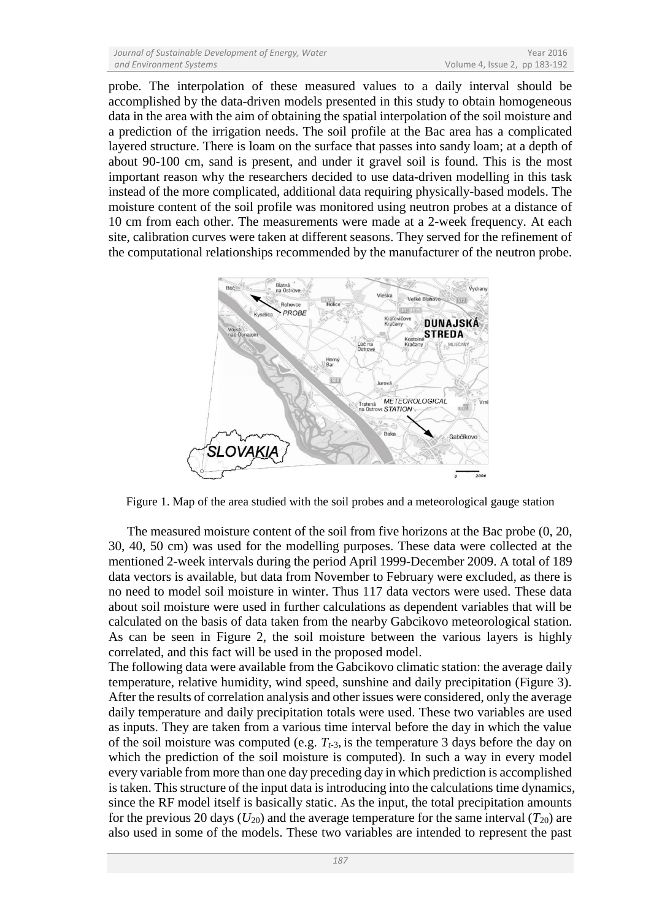probe. The interpolation of these measured values to a daily interval should be accomplished by the data-driven models presented in this study to obtain homogeneous data in the area with the aim of obtaining the spatial interpolation of the soil moisture and a prediction of the irrigation needs. The soil profile at the Bac area has a complicated layered structure. There is loam on the surface that passes into sandy loam; at a depth of about 90-100 cm, sand is present, and under it gravel soil is found. This is the most important reason why the researchers decided to use data-driven modelling in this task instead of the more complicated, additional data requiring physically-based models. The moisture content of the soil profile was monitored using neutron probes at a distance of 10 cm from each other. The measurements were made at a 2-week frequency. At each site, calibration curves were taken at different seasons. They served for the refinement of the computational relationships recommended by the manufacturer of the neutron probe.

Figure 1. Map of the area studied with the soil probes and a meteorological gauge station

The measured moisture content of the soil from five horizons at the Bac probe (0, 20, 30, 40, 50 cm) was used for the modelling purposes. These data were collected at the mentioned 2-week intervals during the period April 1999-December 2009. A total of 189 data vectors is available, but data from November to February were excluded, as there is no need to model soil moisture in winter. Thus 117 data vectors were used. These data about soil moisture were used in further calculations as dependent variables that will be calculated on the basis of data taken from the nearby Gabcikovo meteorological station. As can be seen in Figure 2, the soil moisture between the various layers is highly correlated, and this fact will be used in the proposed model.

The following data were available from the Gabcikovo climatic station: the average daily temperature, relative humidity, wind speed, sunshine and daily precipitation (Figure 3). After the results of correlation analysis and other issues were considered, only the average daily temperature and daily precipitation totals were used. These two variables are used as inputs. They are taken from a various time interval before the day in which the value of the soil moisture was computed (e.g. $T_{t-3}$, is the temperature 3 days before the day on which the prediction of the soil moisture is computed). In such a way in every model every variable from more than one day preceding day in which prediction is accomplished is taken. This structure of the input data is introducing into the calculations time dynamics, since the RF model itself is basically static. As the input, the total precipitation amounts for the previous 20 days ($U_{20}$) and the average temperature for the same interval ($T_{20}$) are also used in some of the models. These two variables are intended to represent the past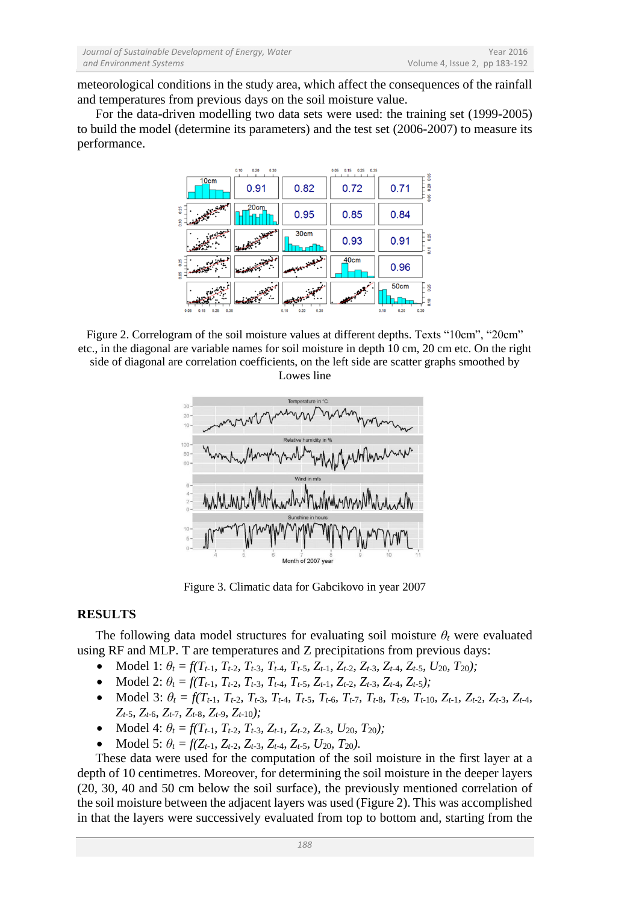meteorological conditions in the study area, which affect the consequences of the rainfall and temperatures from previous days on the soil moisture value.

For the data-driven modelling two data sets were used: the training set (1999-2005) to build the model (determine its parameters) and the test set (2006-2007) to measure its performance.

Figure 2. Correlogram of the soil moisture values at different depths. Texts "10cm", "20cm" etc., in the diagonal are variable names for soil moisture in depth 10 cm, 20 cm etc. On the right side of diagonal are correlation coefficients, on the left side are scatter graphs smoothed by Lowes line

Figure 3. Climatic data for Gabcikovo in year 2007

## RESULTS

The following data model structures for evaluating soil moisture $\theta_t$ were evaluated using RF and MLP. T are temperatures and Z precipitations from previous days:

- Model 1: $\theta_t = f(T_{t\text{-}1}, T_{t\text{-}2}, T_{t\text{-}3}, T_{t\text{-}4}, T_{t\text{-}5}, Z_{t\text{-}1}, Z_{t\text{-}2}, Z_{t\text{-}3}, Z_{t\text{-}4}, Z_{t\text{-}5}, U_{20}, T_{20});$
- Model 2: $\theta_t = f(T_{t\text{-}1}, T_{t\text{-}2}, T_{t\text{-}3}, T_{t\text{-}4}, T_{t\text{-}5}, Z_{t\text{-}1}, Z_{t\text{-}2}, Z_{t\text{-}3}, Z_{t\text{-}4}, Z_{t\text{-}5});$
- Model 3: $\theta_t = f(T_{t\text{-}1}, T_{t\text{-}2}, T_{t\text{-}3}, T_{t\text{-}4}, T_{t\text{-}5}, T_{t\text{-}6}, T_{t\text{-}7}, T_{t\text{-}8}, T_{t\text{-}9}, T_{t\text{-}10}, Z_{t\text{-}1}, Z_{t\text{-}2}, Z_{t\text{-}3}, Z_{t\text{-}4}, Z_{t\text{-}5}, Z_{t\text{-}6}, Z_{t\text{-}7}, Z_{t\text{-}8}, Z_{t\text{-}9}, Z_{t\text{-}10});$
- Model 4: $\theta_t = f(T_{t\text{-}1}, T_{t\text{-}2}, T_{t\text{-}3}, Z_{t\text{-}1}, Z_{t\text{-}2}, Z_{t\text{-}3}, U_{20}, T_{20});$
- Model 5: $\theta_t = f(Z_{t\text{-}1}, Z_{t\text{-}2}, Z_{t\text{-}3}, Z_{t\text{-}4}, Z_{t\text{-}5}, U_{20}, T_{20}).$

These data were used for the computation of the soil moisture in the first layer at a depth of 10 centimetres. Moreover, for determining the soil moisture in the deeper layers (20, 30, 40 and 50 cm below the soil surface), the previously mentioned correlation of the soil moisture between the adjacent layers was used (Figure 2). This was accomplished in that the layers were successively evaluated from top to bottom and, starting from the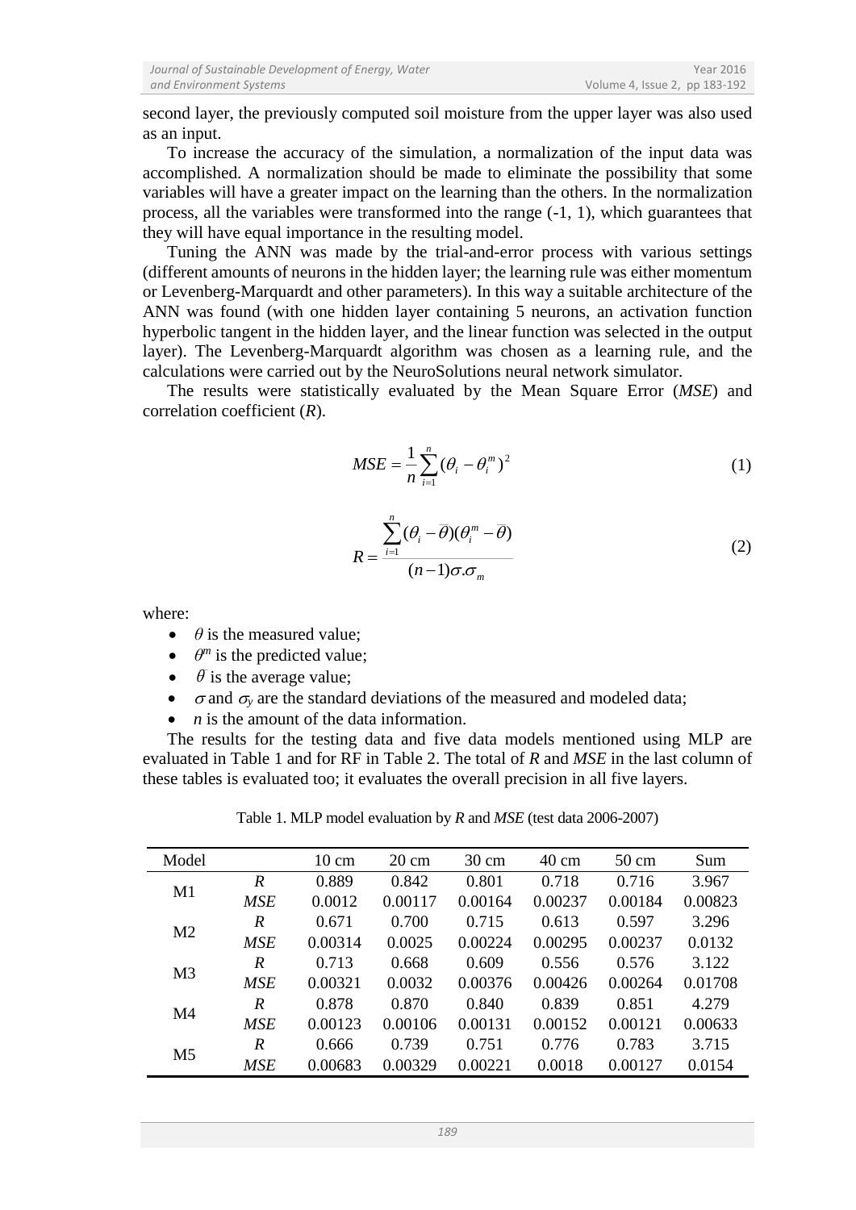second layer, the previously computed soil moisture from the upper layer was also used as an input.

To increase the accuracy of the simulation, a normalization of the input data was accomplished. A normalization should be made to eliminate the possibility that some variables will have a greater impact on the learning than the others. In the normalization process, all the variables were transformed into the range (-1, 1), which guarantees that they will have equal importance in the resulting model.

Tuning the ANN was made by the trial-and-error process with various settings (different amounts of neurons in the hidden layer; the learning rule was either momentum or Levenberg-Marquardt and other parameters). In this way a suitable architecture of the ANN was found (with one hidden layer containing 5 neurons, an activation function hyperbolic tangent in the hidden layer, and the linear function was selected in the output layer). The Levenberg-Marquardt algorithm was chosen as a learning rule, and the calculations were carried out by the NeuroSolutions neural network simulator.

The results were statistically evaluated by the Mean Square Error (*MSE*) and correlation coefficient (*R*).

$$MSE = \frac{1}{n}\sum_{i=1}^{n}(\theta_i - \theta_i^m)^2 \tag{1}$$

$$R = \frac{\sum_{i=1}^{n}(\theta_i - \bar{\theta})(\theta_i^m - \bar{\theta})}{(n-1)\sigma.\sigma_m} \tag{2}$$

where:

- $\theta$ is the measured value;
- $\theta^m$ is the predicted value;
- $\bar{\theta}$ is the average value;
- $\sigma$ and $\sigma_y$ are the standard deviations of the measured and modeled data;
- $n$ is the amount of the data information.

The results for the testing data and five data models mentioned using MLP are evaluated in Table 1 and for RF in Table 2. The total of *R* and *MSE* in the last column of these tables is evaluated too; it evaluates the overall precision in all five layers.

Table 1. MLP model evaluation by *R* and *MSE* (test data 2006-2007)

| Model | | 10 cm | 20 cm | 30 cm | 40 cm | 50 cm | Sum |
|---|---|---|---|---|---|---|---|
| M1 | *R* | 0.889 | 0.842 | 0.801 | 0.718 | 0.716 | 3.967 |
| | *MSE* | 0.0012 | 0.00117 | 0.00164 | 0.00237 | 0.00184 | 0.00823 |
| M2 | *R* | 0.671 | 0.700 | 0.715 | 0.613 | 0.597 | 3.296 |
| | *MSE* | 0.00314 | 0.0025 | 0.00224 | 0.00295 | 0.00237 | 0.0132 |
| M3 | *R* | 0.713 | 0.668 | 0.609 | 0.556 | 0.576 | 3.122 |
| | *MSE* | 0.00321 | 0.0032 | 0.00376 | 0.00426 | 0.00264 | 0.01708 |
| M4 | *R* | 0.878 | 0.870 | 0.840 | 0.839 | 0.851 | 4.279 |
| | *MSE* | 0.00123 | 0.00106 | 0.00131 | 0.00152 | 0.00121 | 0.00633 |
| M5 | *R* | 0.666 | 0.739 | 0.751 | 0.776 | 0.783 | 3.715 |
| | *MSE* | 0.00683 | 0.00329 | 0.00221 | 0.0018 | 0.00127 | 0.0154 |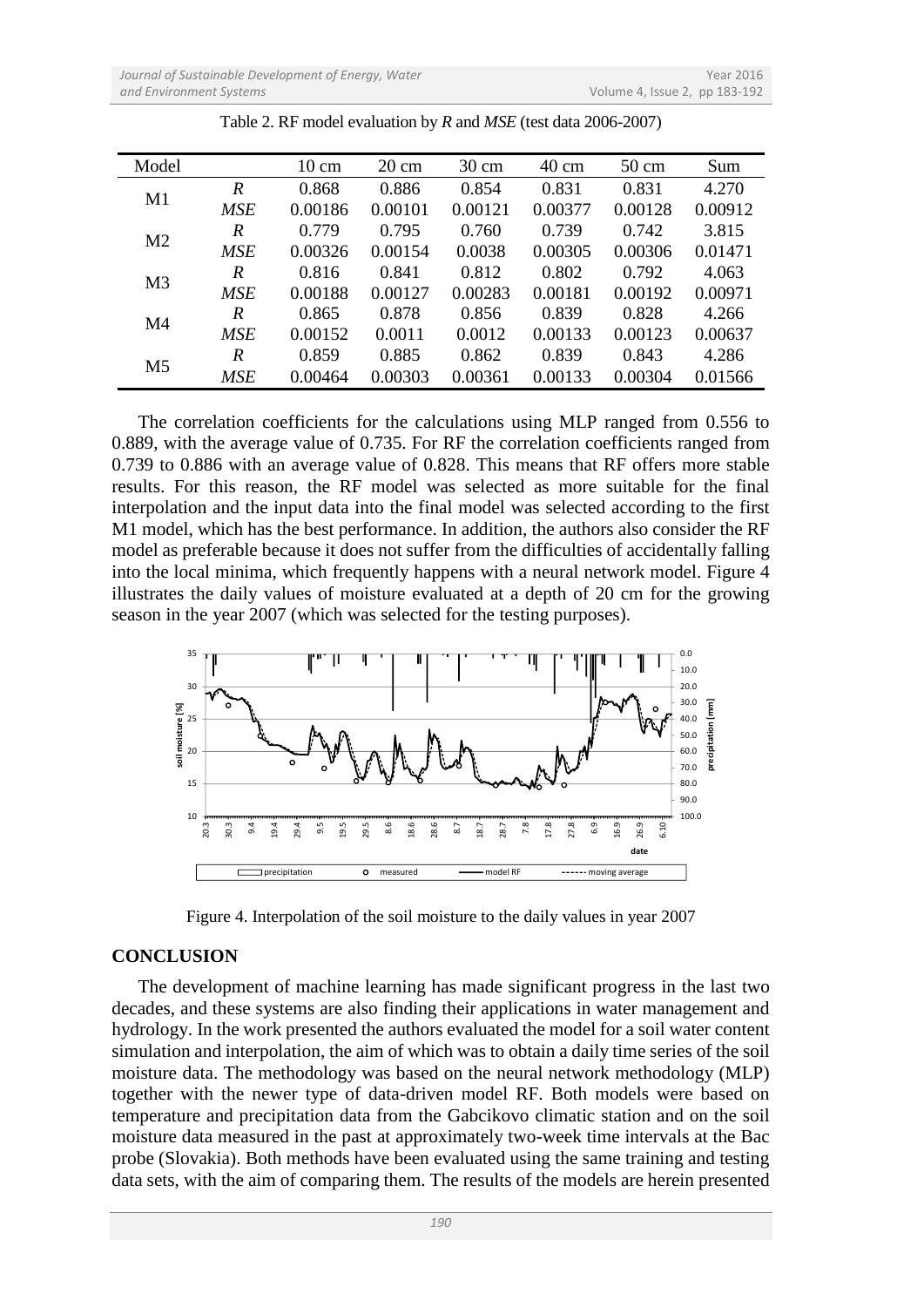Table 2. RF model evaluation by *R* and *MSE* (test data 2006-2007)

| Model | | 10 cm | 20 cm | 30 cm | 40 cm | 50 cm | Sum |
|---|---|---|---|---|---|---|---|
| M1 | *R* | 0.868 | 0.886 | 0.854 | 0.831 | 0.831 | 4.270 |
| | *MSE* | 0.00186 | 0.00101 | 0.00121 | 0.00377 | 0.00128 | 0.00912 |
| M2 | *R* | 0.779 | 0.795 | 0.760 | 0.739 | 0.742 | 3.815 |
| | *MSE* | 0.00326 | 0.00154 | 0.0038 | 0.00305 | 0.00306 | 0.01471 |
| M3 | *R* | 0.816 | 0.841 | 0.812 | 0.802 | 0.792 | 4.063 |
| | *MSE* | 0.00188 | 0.00127 | 0.00283 | 0.00181 | 0.00192 | 0.00971 |
| M4 | *R* | 0.865 | 0.878 | 0.856 | 0.839 | 0.828 | 4.266 |
| | *MSE* | 0.00152 | 0.0011 | 0.0012 | 0.00133 | 0.00123 | 0.00637 |
| M5 | *R* | 0.859 | 0.885 | 0.862 | 0.839 | 0.843 | 4.286 |
| | *MSE* | 0.00464 | 0.00303 | 0.00361 | 0.00133 | 0.00304 | 0.01566 |

The correlation coefficients for the calculations using MLP ranged from 0.556 to 0.889, with the average value of 0.735. For RF the correlation coefficients ranged from 0.739 to 0.886 with an average value of 0.828. This means that RF offers more stable results. For this reason, the RF model was selected as more suitable for the final interpolation and the input data into the final model was selected according to the first M1 model, which has the best performance. In addition, the authors also consider the RF model as preferable because it does not suffer from the difficulties of accidentally falling into the local minima, which frequently happens with a neural network model. Figure 4 illustrates the daily values of moisture evaluated at a depth of 20 cm for the growing season in the year 2007 (which was selected for the testing purposes).

Figure 4. Interpolation of the soil moisture to the daily values in year 2007

## CONCLUSION

The development of machine learning has made significant progress in the last two decades, and these systems are also finding their applications in water management and hydrology. In the work presented the authors evaluated the model for a soil water content simulation and interpolation, the aim of which was to obtain a daily time series of the soil moisture data. The methodology was based on the neural network methodology (MLP) together with the newer type of data-driven model RF. Both models were based on temperature and precipitation data from the Gabcikovo climatic station and on the soil moisture data measured in the past at approximately two-week time intervals at the Bac probe (Slovakia). Both methods have been evaluated using the same training and testing data sets, with the aim of comparing them. The results of the models are herein presented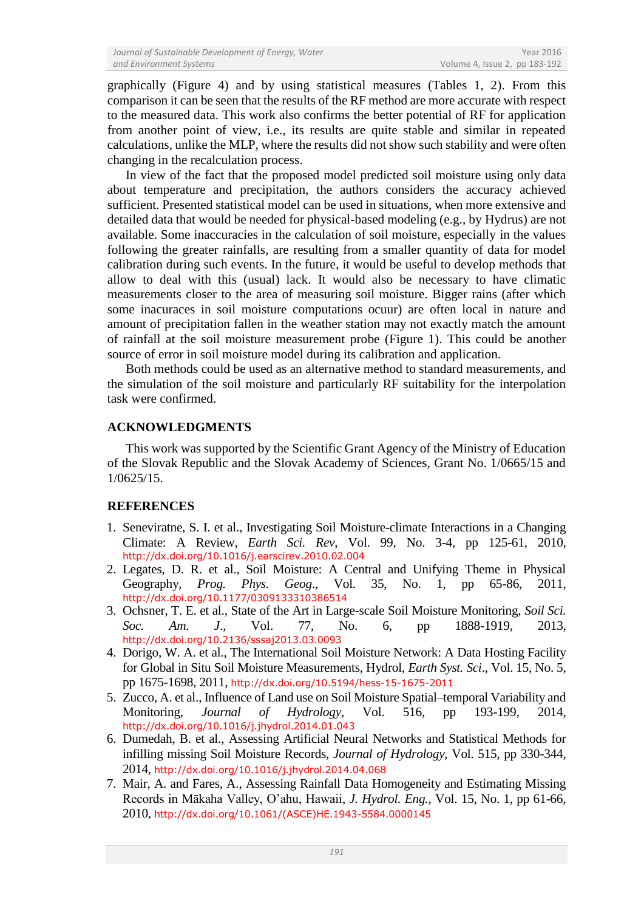graphically (Figure 4) and by using statistical measures (Tables 1, 2). From this comparison it can be seen that the results of the RF method are more accurate with respect to the measured data. This work also confirms the better potential of RF for application from another point of view, i.e., its results are quite stable and similar in repeated calculations, unlike the MLP, where the results did not show such stability and were often changing in the recalculation process.

In view of the fact that the proposed model predicted soil moisture using only data about temperature and precipitation, the authors considers the accuracy achieved sufficient. Presented statistical model can be used in situations, when more extensive and detailed data that would be needed for physical-based modeling (e.g., by Hydrus) are not available. Some inaccuracies in the calculation of soil moisture, especially in the values following the greater rainfalls, are resulting from a smaller quantity of data for model calibration during such events. In the future, it would be useful to develop methods that allow to deal with this (usual) lack. It would also be necessary to have climatic measurements closer to the area of measuring soil moisture. Bigger rains (after which some inacurances in soil moisture computations ocuur) are often local in nature and amount of precipitation fallen in the weather station may not exactly match the amount of rainfall at the soil moisture measurement probe (Figure 1). This could be another source of error in soil moisture model during its calibration and application.

Both methods could be used as an alternative method to standard measurements, and the simulation of the soil moisture and particularly RF suitability for the interpolation task were confirmed.

## ACKNOWLEDGMENTS

This work was supported by the Scientific Grant Agency of the Ministry of Education of the Slovak Republic and the Slovak Academy of Sciences, Grant No. 1/0665/15 and 1/0625/15.

## REFERENCES

1. Seneviratne, S. I. et al., Investigating Soil Moisture-climate Interactions in a Changing Climate: A Review, *Earth Sci. Rev*, Vol. 99, No. 3-4, pp 125-61, 2010, http://dx.doi.org/10.1016/j.earscirev.2010.02.004
2. Legates, D. R. et al., Soil Moisture: A Central and Unifying Theme in Physical Geography, *Prog. Phys. Geog*., Vol. 35, No. 1, pp 65-86, 2011, http://dx.doi.org/10.1177/0309133310386514
3. Ochsner, T. E. et al., State of the Art in Large-scale Soil Moisture Monitoring, *Soil Sci. Soc. Am. J*., Vol. 77, No. 6, pp 1888-1919, 2013, http://dx.doi.org/10.2136/sssaj2013.03.0093
4. Dorigo, W. A. et al., The International Soil Moisture Network: A Data Hosting Facility for Global in Situ Soil Moisture Measurements, Hydrol, *Earth Syst. Sci*., Vol. 15, No. 5, pp 1675-1698, 2011, http://dx.doi.org/10.5194/hess-15-1675-2011
5. Zucco, A. et al., Influence of Land use on Soil Moisture Spatial–temporal Variability and Monitoring, *Journal of Hydrology*, Vol. 516, pp 193-199, 2014, http://dx.doi.org/10.1016/j.jhydrol.2014.01.043
6. Dumedah, B. et al., Assessing Artificial Neural Networks and Statistical Methods for infilling missing Soil Moisture Records, *Journal of Hydrology*, Vol. 515, pp 330-344, 2014, http://dx.doi.org/10.1016/j.jhydrol.2014.04.068
7. Mair, A. and Fares, A., Assessing Rainfall Data Homogeneity and Estimating Missing Records in Mākaha Valley, O'ahu, Hawaii, *J. Hydrol. Eng.*, Vol. 15, No. 1, pp 61-66, 2010, http://dx.doi.org/10.1061/(ASCE)HE.1943-5584.0000145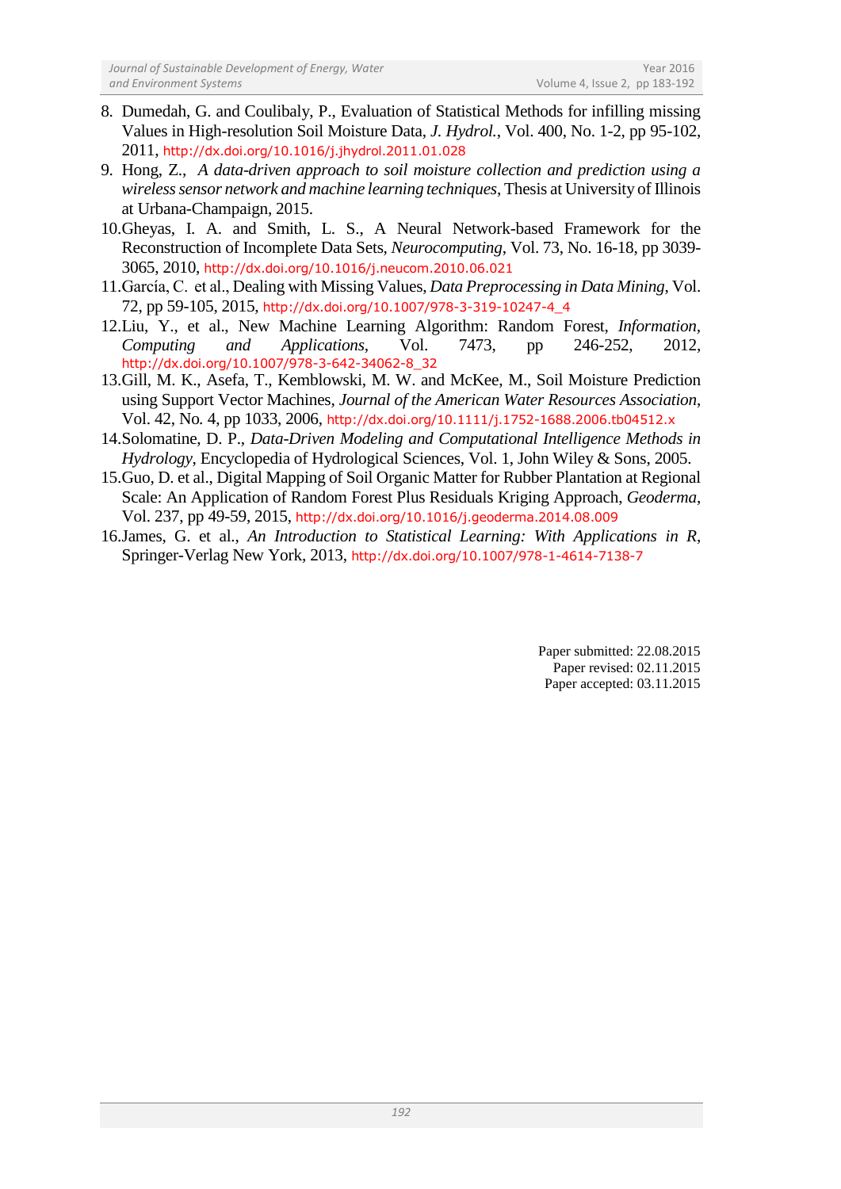8. Dumedah, G. and Coulibaly, P., Evaluation of Statistical Methods for infilling missing Values in High-resolution Soil Moisture Data, *J. Hydrol.*, Vol. 400, No. 1-2, pp 95-102, 2011, http://dx.doi.org/10.1016/j.jhydrol.2011.01.028
9. Hong, Z., *A data-driven approach to soil moisture collection and prediction using a wireless sensor network and machine learning techniques*, Thesis at University of Illinois at Urbana-Champaign, 2015.
10. Gheyas, I. A. and Smith, L. S., A Neural Network-based Framework for the Reconstruction of Incomplete Data Sets, *Neurocomputing*, Vol. 73, No. 16-18, pp 3039-3065, 2010, http://dx.doi.org/10.1016/j.neucom.2010.06.021
11. García, C. et al., Dealing with Missing Values, *Data Preprocessing in Data Mining*, Vol. 72, pp 59-105, 2015, http://dx.doi.org/10.1007/978-3-319-10247-4_4
12. Liu, Y., et al., New Machine Learning Algorithm: Random Forest, *Information, Computing and Applications*, Vol. 7473, pp 246-252, 2012, http://dx.doi.org/10.1007/978-3-642-34062-8_32
13. Gill, M. K., Asefa, T., Kemblowski, M. W. and McKee, M., Soil Moisture Prediction using Support Vector Machines, *Journal of the American Water Resources Association*, Vol. 42, No. 4, pp 1033, 2006, http://dx.doi.org/10.1111/j.1752-1688.2006.tb04512.x
14. Solomatine, D. P., *Data-Driven Modeling and Computational Intelligence Methods in Hydrology*, Encyclopedia of Hydrological Sciences, Vol. 1, John Wiley & Sons, 2005.
15. Guo, D. et al., Digital Mapping of Soil Organic Matter for Rubber Plantation at Regional Scale: An Application of Random Forest Plus Residuals Kriging Approach, *Geoderma*, Vol. 237, pp 49-59, 2015, http://dx.doi.org/10.1016/j.geoderma.2014.08.009
16. James, G. et al., *An Introduction to Statistical Learning: With Applications in R*, Springer-Verlag New York, 2013, http://dx.doi.org/10.1007/978-1-4614-7138-7

Paper submitted: 22.08.2015
Paper revised: 02.11.2015
Paper accepted: 03.11.2015